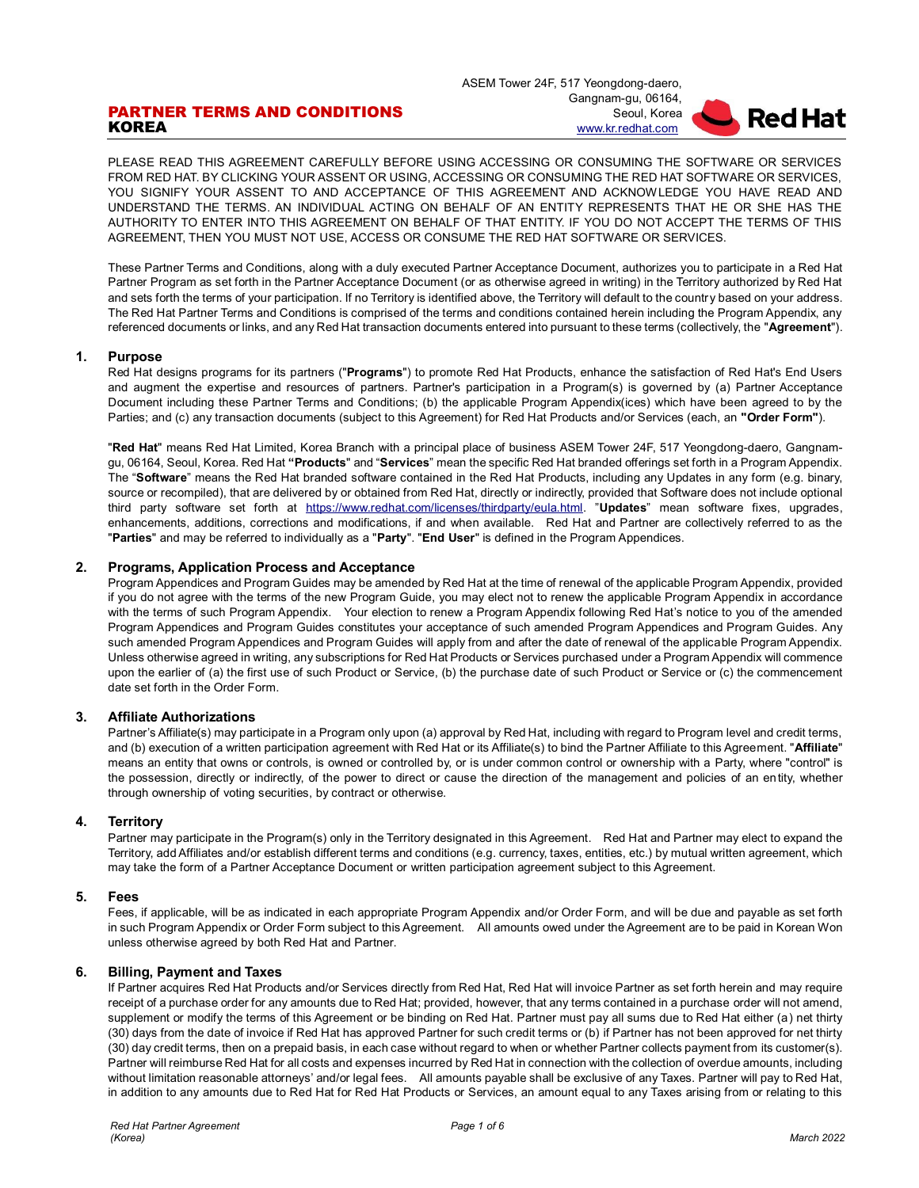# PARTNER TERMS AND CONDITIONS KOREA

ASEM Tower 24F, 517 Yeongdong-daero, Gangnam-gu, 06164, Seoul, Korea
www.kr.redhat.com

PLEASE READ THIS AGREEMENT CAREFULLY BEFORE USING ACCESSING OR CONSUMING THE SOFTWARE OR SERVICES FROM RED HAT. BY CLICKING YOUR ASSENT OR USING, ACCESSING OR CONSUMING THE RED HAT SOFTWARE OR SERVICES, YOU SIGNIFY YOUR ASSENT TO AND ACCEPTANCE OF THIS AGREEMENT AND ACKNOWLEDGE YOU HAVE READ AND UNDERSTAND THE TERMS. AN INDIVIDUAL ACTING ON BEHALF OF AN ENTITY REPRESENTS THAT HE OR SHE HAS THE AUTHORITY TO ENTER INTO THIS AGREEMENT ON BEHALF OF THAT ENTITY. IF YOU DO NOT ACCEPT THE TERMS OF THIS AGREEMENT, THEN YOU MUST NOT USE, ACCESS OR CONSUME THE RED HAT SOFTWARE OR SERVICES.

These Partner Terms and Conditions, along with a duly executed Partner Acceptance Document, authorizes you to participate in a Red Hat Partner Program as set forth in the Partner Acceptance Document (or as otherwise agreed in writing) in the Territory authorized by Red Hat and sets forth the terms of your participation. If no Territory is identified above, the Territory will default to the country based on your address. The Red Hat Partner Terms and Conditions is comprised of the terms and conditions contained herein including the Program Appendix, any referenced documents or links, and any Red Hat transaction documents entered into pursuant to these terms (collectively, the "**Agreement**").

## 1. Purpose

Red Hat designs programs for its partners ("**Programs**") to promote Red Hat Products, enhance the satisfaction of Red Hat's End Users and augment the expertise and resources of partners. Partner's participation in a Program(s) is governed by (a) Partner Acceptance Document including these Partner Terms and Conditions; (b) the applicable Program Appendix(ices) which have been agreed to by the Parties; and (c) any transaction documents (subject to this Agreement) for Red Hat Products and/or Services (each, an **"Order Form"**).

"**Red Hat**" means Red Hat Limited, Korea Branch with a principal place of business ASEM Tower 24F, 517 Yeongdong-daero, Gangnam-gu, 06164, Seoul, Korea. Red Hat **"Products**" and "**Services**" mean the specific Red Hat branded offerings set forth in a Program Appendix. The "**Software**" means the Red Hat branded software contained in the Red Hat Products, including any Updates in any form (e.g. binary, source or recompiled), that are delivered by or obtained from Red Hat, directly or indirectly, provided that Software does not include optional third party software set forth at https://www.redhat.com/licenses/thirdparty/eula.html. "**Updates**" mean software fixes, upgrades, enhancements, additions, corrections and modifications, if and when available. Red Hat and Partner are collectively referred to as the "**Parties**" and may be referred to individually as a "**Party**". "**End User**" is defined in the Program Appendices.

## 2. Programs, Application Process and Acceptance

Program Appendices and Program Guides may be amended by Red Hat at the time of renewal of the applicable Program Appendix, provided if you do not agree with the terms of the new Program Guide, you may elect not to renew the applicable Program Appendix in accordance with the terms of such Program Appendix. Your election to renew a Program Appendix following Red Hat's notice to you of the amended Program Appendices and Program Guides constitutes your acceptance of such amended Program Appendices and Program Guides. Any such amended Program Appendices and Program Guides will apply from and after the date of renewal of the applicable Program Appendix. Unless otherwise agreed in writing, any subscriptions for Red Hat Products or Services purchased under a Program Appendix will commence upon the earlier of (a) the first use of such Product or Service, (b) the purchase date of such Product or Service or (c) the commencement date set forth in the Order Form.

## 3. Affiliate Authorizations

Partner's Affiliate(s) may participate in a Program only upon (a) approval by Red Hat, including with regard to Program level and credit terms, and (b) execution of a written participation agreement with Red Hat or its Affiliate(s) to bind the Partner Affiliate to this Agreement. "**Affiliate**" means an entity that owns or controls, is owned or controlled by, or is under common control or ownership with a Party, where "control" is the possession, directly or indirectly, of the power to direct or cause the direction of the management and policies of an entity, whether through ownership of voting securities, by contract or otherwise.

## 4. Territory

Partner may participate in the Program(s) only in the Territory designated in this Agreement. Red Hat and Partner may elect to expand the Territory, add Affiliates and/or establish different terms and conditions (e.g. currency, taxes, entities, etc.) by mutual written agreement, which may take the form of a Partner Acceptance Document or written participation agreement subject to this Agreement.

## 5. Fees

Fees, if applicable, will be as indicated in each appropriate Program Appendix and/or Order Form, and will be due and payable as set forth in such Program Appendix or Order Form subject to this Agreement. All amounts owed under the Agreement are to be paid in Korean Won unless otherwise agreed by both Red Hat and Partner.

## 6. Billing, Payment and Taxes

If Partner acquires Red Hat Products and/or Services directly from Red Hat, Red Hat will invoice Partner as set forth herein and may require receipt of a purchase order for any amounts due to Red Hat; provided, however, that any terms contained in a purchase order will not amend, supplement or modify the terms of this Agreement or be binding on Red Hat. Partner must pay all sums due to Red Hat either (a) net thirty (30) days from the date of invoice if Red Hat has approved Partner for such credit terms or (b) if Partner has not been approved for net thirty (30) day credit terms, then on a prepaid basis, in each case without regard to when or whether Partner collects payment from its customer(s). Partner will reimburse Red Hat for all costs and expenses incurred by Red Hat in connection with the collection of overdue amounts, including without limitation reasonable attorneys' and/or legal fees. All amounts payable shall be exclusive of any Taxes. Partner will pay to Red Hat, in addition to any amounts due to Red Hat for Red Hat Products or Services, an amount equal to any Taxes arising from or relating to this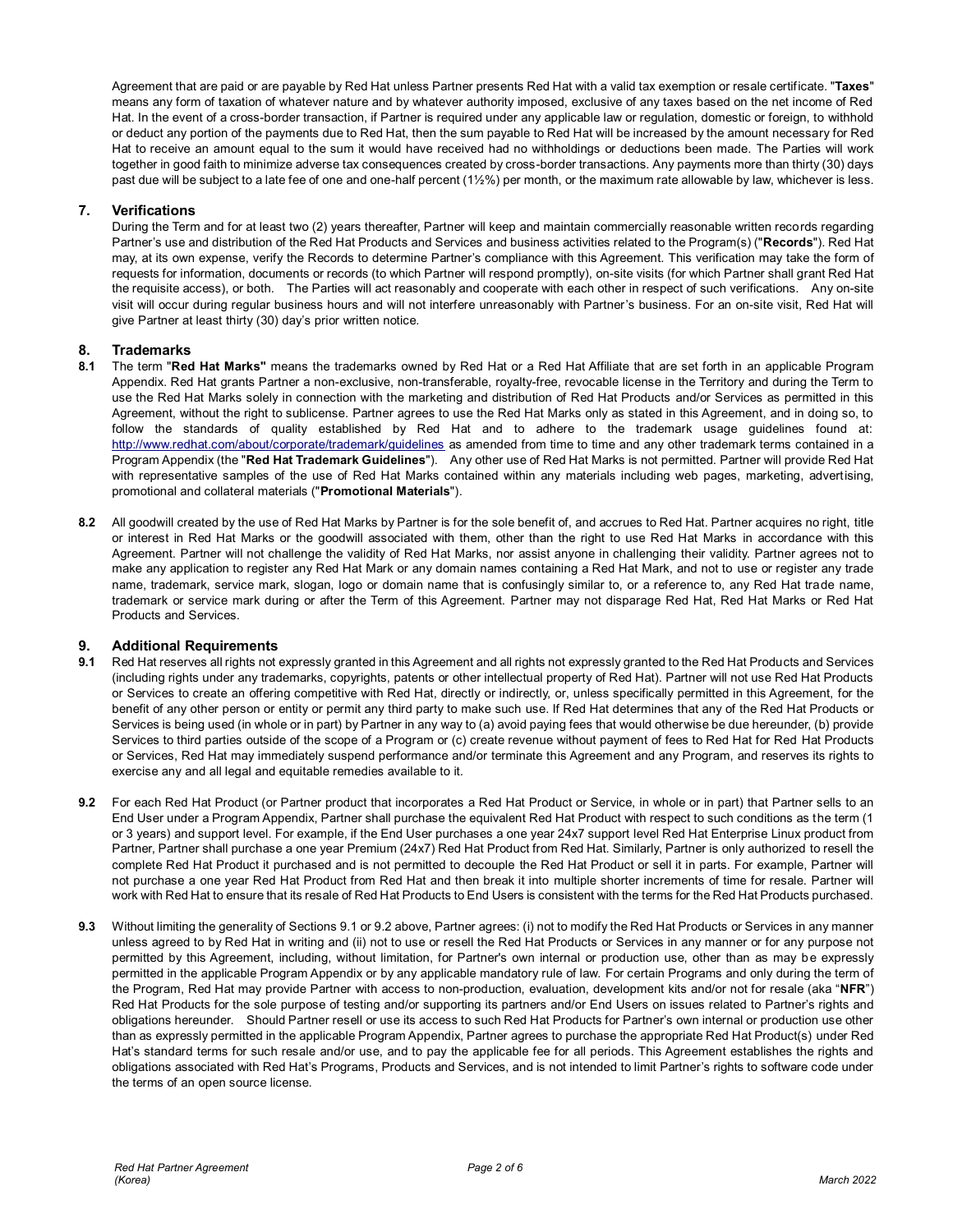Agreement that are paid or are payable by Red Hat unless Partner presents Red Hat with a valid tax exemption or resale certificate. "**Taxes**" means any form of taxation of whatever nature and by whatever authority imposed, exclusive of any taxes based on the net income of Red Hat. In the event of a cross-border transaction, if Partner is required under any applicable law or regulation, domestic or foreign, to withhold or deduct any portion of the payments due to Red Hat, then the sum payable to Red Hat will be increased by the amount necessary for Red Hat to receive an amount equal to the sum it would have received had no withholdings or deductions been made. The Parties will work together in good faith to minimize adverse tax consequences created by cross-border transactions. Any payments more than thirty (30) days past due will be subject to a late fee of one and one-half percent (1½%) per month, or the maximum rate allowable by law, whichever is less.

## 7. Verifications

During the Term and for at least two (2) years thereafter, Partner will keep and maintain commercially reasonable written records regarding Partner's use and distribution of the Red Hat Products and Services and business activities related to the Program(s) ("**Records**"). Red Hat may, at its own expense, verify the Records to determine Partner's compliance with this Agreement. This verification may take the form of requests for information, documents or records (to which Partner will respond promptly), on-site visits (for which Partner shall grant Red Hat the requisite access), or both. The Parties will act reasonably and cooperate with each other in respect of such verifications. Any on-site visit will occur during regular business hours and will not interfere unreasonably with Partner's business. For an on-site visit, Red Hat will give Partner at least thirty (30) day's prior written notice.

## 8. Trademarks

**8.1** The term "**Red Hat Marks"** means the trademarks owned by Red Hat or a Red Hat Affiliate that are set forth in an applicable Program Appendix. Red Hat grants Partner a non-exclusive, non-transferable, royalty-free, revocable license in the Territory and during the Term to use the Red Hat Marks solely in connection with the marketing and distribution of Red Hat Products and/or Services as permitted in this Agreement, without the right to sublicense. Partner agrees to use the Red Hat Marks only as stated in this Agreement, and in doing so, to follow the standards of quality established by Red Hat and to adhere to the trademark usage guidelines found at: http://www.redhat.com/about/corporate/trademark/guidelines as amended from time to time and any other trademark terms contained in a Program Appendix (the "**Red Hat Trademark Guidelines**"). Any other use of Red Hat Marks is not permitted. Partner will provide Red Hat with representative samples of the use of Red Hat Marks contained within any materials including web pages, marketing, advertising, promotional and collateral materials ("**Promotional Materials**").

**8.2** All goodwill created by the use of Red Hat Marks by Partner is for the sole benefit of, and accrues to Red Hat. Partner acquires no right, title or interest in Red Hat Marks or the goodwill associated with them, other than the right to use Red Hat Marks in accordance with this Agreement. Partner will not challenge the validity of Red Hat Marks, nor assist anyone in challenging their validity. Partner agrees not to make any application to register any Red Hat Mark or any domain names containing a Red Hat Mark, and not to use or register any trade name, trademark, service mark, slogan, logo or domain name that is confusingly similar to, or a reference to, any Red Hat trade name, trademark or service mark during or after the Term of this Agreement. Partner may not disparage Red Hat, Red Hat Marks or Red Hat Products and Services.

## 9. Additional Requirements

**9.1** Red Hat reserves all rights not expressly granted in this Agreement and all rights not expressly granted to the Red Hat Products and Services (including rights under any trademarks, copyrights, patents or other intellectual property of Red Hat). Partner will not use Red Hat Products or Services to create an offering competitive with Red Hat, directly or indirectly, or, unless specifically permitted in this Agreement, for the benefit of any other person or entity or permit any third party to make such use. If Red Hat determines that any of the Red Hat Products or Services is being used (in whole or in part) by Partner in any way to (a) avoid paying fees that would otherwise be due hereunder, (b) provide Services to third parties outside of the scope of a Program or (c) create revenue without payment of fees to Red Hat for Red Hat Products or Services, Red Hat may immediately suspend performance and/or terminate this Agreement and any Program, and reserves its rights to exercise any and all legal and equitable remedies available to it.

**9.2** For each Red Hat Product (or Partner product that incorporates a Red Hat Product or Service, in whole or in part) that Partner sells to an End User under a Program Appendix, Partner shall purchase the equivalent Red Hat Product with respect to such conditions as the term (1 or 3 years) and support level. For example, if the End User purchases a one year 24x7 support level Red Hat Enterprise Linux product from Partner, Partner shall purchase a one year Premium (24x7) Red Hat Product from Red Hat. Similarly, Partner is only authorized to resell the complete Red Hat Product it purchased and is not permitted to decouple the Red Hat Product or sell it in parts. For example, Partner will not purchase a one year Red Hat Product from Red Hat and then break it into multiple shorter increments of time for resale. Partner will work with Red Hat to ensure that its resale of Red Hat Products to End Users is consistent with the terms for the Red Hat Products purchased.

**9.3** Without limiting the generality of Sections 9.1 or 9.2 above, Partner agrees: (i) not to modify the Red Hat Products or Services in any manner unless agreed to by Red Hat in writing and (ii) not to use or resell the Red Hat Products or Services in any manner or for any purpose not permitted by this Agreement, including, without limitation, for Partner's own internal or production use, other than as may be expressly permitted in the applicable Program Appendix or by any applicable mandatory rule of law. For certain Programs and only during the term of the Program, Red Hat may provide Partner with access to non-production, evaluation, development kits and/or not for resale (aka "**NFR**") Red Hat Products for the sole purpose of testing and/or supporting its partners and/or End Users on issues related to Partner's rights and obligations hereunder. Should Partner resell or use its access to such Red Hat Products for Partner's own internal or production use other than as expressly permitted in the applicable Program Appendix, Partner agrees to purchase the appropriate Red Hat Product(s) under Red Hat's standard terms for such resale and/or use, and to pay the applicable fee for all periods. This Agreement establishes the rights and obligations associated with Red Hat's Programs, Products and Services, and is not intended to limit Partner's rights to software code under the terms of an open source license.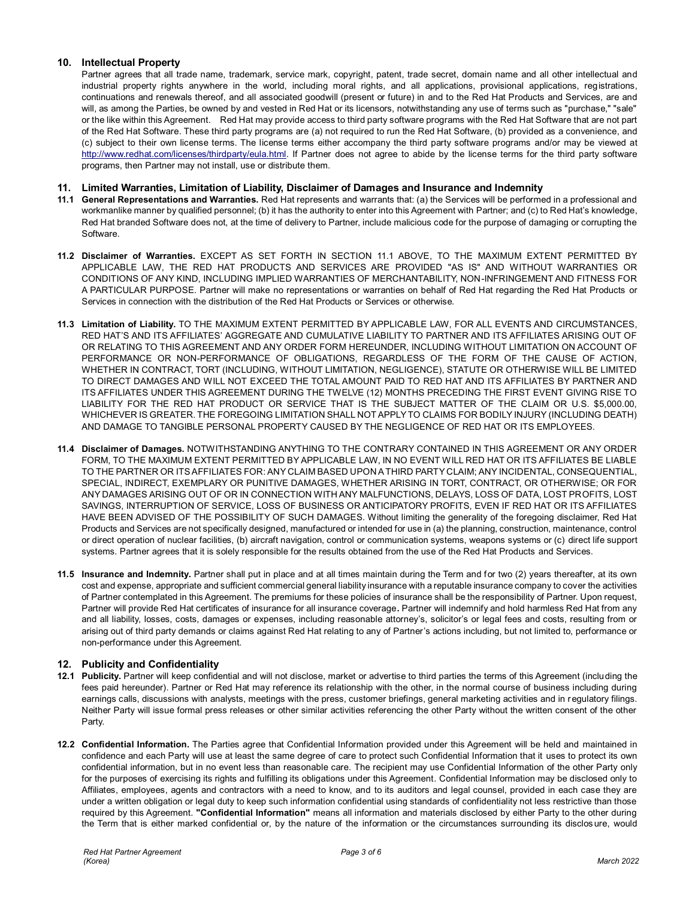## 10. Intellectual Property

Partner agrees that all trade name, trademark, service mark, copyright, patent, trade secret, domain name and all other intellectual and industrial property rights anywhere in the world, including moral rights, and all applications, provisional applications, registrations, continuations and renewals thereof, and all associated goodwill (present or future) in and to the Red Hat Products and Services, are and will, as among the Parties, be owned by and vested in Red Hat or its licensors, notwithstanding any use of terms such as "purchase," "sale" or the like within this Agreement. Red Hat may provide access to third party software programs with the Red Hat Software that are not part of the Red Hat Software. These third party programs are (a) not required to run the Red Hat Software, (b) provided as a convenience, and (c) subject to their own license terms. The license terms either accompany the third party software programs and/or may be viewed at http://www.redhat.com/licenses/thirdparty/eula.html. If Partner does not agree to abide by the license terms for the third party software programs, then Partner may not install, use or distribute them.

## 11. Limited Warranties, Limitation of Liability, Disclaimer of Damages and Insurance and Indemnity

**11.1 General Representations and Warranties.** Red Hat represents and warrants that: (a) the Services will be performed in a professional and workmanlike manner by qualified personnel; (b) it has the authority to enter into this Agreement with Partner; and (c) to Red Hat's knowledge, Red Hat branded Software does not, at the time of delivery to Partner, include malicious code for the purpose of damaging or corrupting the Software.

**11.2 Disclaimer of Warranties.** EXCEPT AS SET FORTH IN SECTION 11.1 ABOVE, TO THE MAXIMUM EXTENT PERMITTED BY APPLICABLE LAW, THE RED HAT PRODUCTS AND SERVICES ARE PROVIDED "AS IS" AND WITHOUT WARRANTIES OR CONDITIONS OF ANY KIND, INCLUDING IMPLIED WARRANTIES OF MERCHANTABILITY, NON-INFRINGEMENT AND FITNESS FOR A PARTICULAR PURPOSE. Partner will make no representations or warranties on behalf of Red Hat regarding the Red Hat Products or Services in connection with the distribution of the Red Hat Products or Services or otherwise.

**11.3 Limitation of Liability.** TO THE MAXIMUM EXTENT PERMITTED BY APPLICABLE LAW, FOR ALL EVENTS AND CIRCUMSTANCES, RED HAT'S AND ITS AFFILIATES' AGGREGATE AND CUMULATIVE LIABILITY TO PARTNER AND ITS AFFILIATES ARISING OUT OF OR RELATING TO THIS AGREEMENT AND ANY ORDER FORM HEREUNDER, INCLUDING WITHOUT LIMITATION ON ACCOUNT OF PERFORMANCE OR NON-PERFORMANCE OF OBLIGATIONS, REGARDLESS OF THE FORM OF THE CAUSE OF ACTION, WHETHER IN CONTRACT, TORT (INCLUDING, WITHOUT LIMITATION, NEGLIGENCE), STATUTE OR OTHERWISE WILL BE LIMITED TO DIRECT DAMAGES AND WILL NOT EXCEED THE TOTAL AMOUNT PAID TO RED HAT AND ITS AFFILIATES BY PARTNER AND ITS AFFILIATES UNDER THIS AGREEMENT DURING THE TWELVE (12) MONTHS PRECEDING THE FIRST EVENT GIVING RISE TO LIABILITY FOR THE RED HAT PRODUCT OR SERVICE THAT IS THE SUBJECT MATTER OF THE CLAIM OR U.S. $5,000.00, WHICHEVER IS GREATER. THE FOREGOING LIMITATION SHALL NOT APPLY TO CLAIMS FOR BODILY INJURY (INCLUDING DEATH) AND DAMAGE TO TANGIBLE PERSONAL PROPERTY CAUSED BY THE NEGLIGENCE OF RED HAT OR ITS EMPLOYEES.

**11.4 Disclaimer of Damages.** NOTWITHSTANDING ANYTHING TO THE CONTRARY CONTAINED IN THIS AGREEMENT OR ANY ORDER FORM, TO THE MAXIMUM EXTENT PERMITTED BY APPLICABLE LAW, IN NO EVENT WILL RED HAT OR ITS AFFILIATES BE LIABLE TO THE PARTNER OR ITS AFFILIATES FOR: ANY CLAIM BASED UPON A THIRD PARTY CLAIM; ANY INCIDENTAL, CONSEQUENTIAL, SPECIAL, INDIRECT, EXEMPLARY OR PUNITIVE DAMAGES, WHETHER ARISING IN TORT, CONTRACT, OR OTHERWISE; OR FOR ANY DAMAGES ARISING OUT OF OR IN CONNECTION WITH ANY MALFUNCTIONS, DELAYS, LOSS OF DATA, LOST PROFITS, LOST SAVINGS, INTERRUPTION OF SERVICE, LOSS OF BUSINESS OR ANTICIPATORY PROFITS, EVEN IF RED HAT OR ITS AFFILIATES HAVE BEEN ADVISED OF THE POSSIBILITY OF SUCH DAMAGES. Without limiting the generality of the foregoing disclaimer, Red Hat Products and Services are not specifically designed, manufactured or intended for use in (a) the planning, construction, maintenance, control or direct operation of nuclear facilities, (b) aircraft navigation, control or communication systems, weapons systems or (c) direct life support systems. Partner agrees that it is solely responsible for the results obtained from the use of the Red Hat Products and Services.

**11.5 Insurance and Indemnity.** Partner shall put in place and at all times maintain during the Term and for two (2) years thereafter, at its own cost and expense, appropriate and sufficient commercial general liability insurance with a reputable insurance company to cover the activities of Partner contemplated in this Agreement. The premiums for these policies of insurance shall be the responsibility of Partner. Upon request, Partner will provide Red Hat certificates of insurance for all insurance coverage**.** Partner will indemnify and hold harmless Red Hat from any and all liability, losses, costs, damages or expenses, including reasonable attorney's, solicitor's or legal fees and costs, resulting from or arising out of third party demands or claims against Red Hat relating to any of Partner's actions including, but not limited to, performance or non-performance under this Agreement.

## 12. Publicity and Confidentiality

**12.1 Publicity.** Partner will keep confidential and will not disclose, market or advertise to third parties the terms of this Agreement (including the fees paid hereunder). Partner or Red Hat may reference its relationship with the other, in the normal course of business including during earnings calls, discussions with analysts, meetings with the press, customer briefings, general marketing activities and in regulatory filings. Neither Party will issue formal press releases or other similar activities referencing the other Party without the written consent of the other Party.

**12.2 Confidential Information.** The Parties agree that Confidential Information provided under this Agreement will be held and maintained in confidence and each Party will use at least the same degree of care to protect such Confidential Information that it uses to protect its own confidential information, but in no event less than reasonable care. The recipient may use Confidential Information of the other Party only for the purposes of exercising its rights and fulfilling its obligations under this Agreement. Confidential Information may be disclosed only to Affiliates, employees, agents and contractors with a need to know, and to its auditors and legal counsel, provided in each case they are under a written obligation or legal duty to keep such information confidential using standards of confidentiality not less restrictive than those required by this Agreement. **"Confidential Information"** means all information and materials disclosed by either Party to the other during the Term that is either marked confidential or, by the nature of the information or the circumstances surrounding its disclosure, would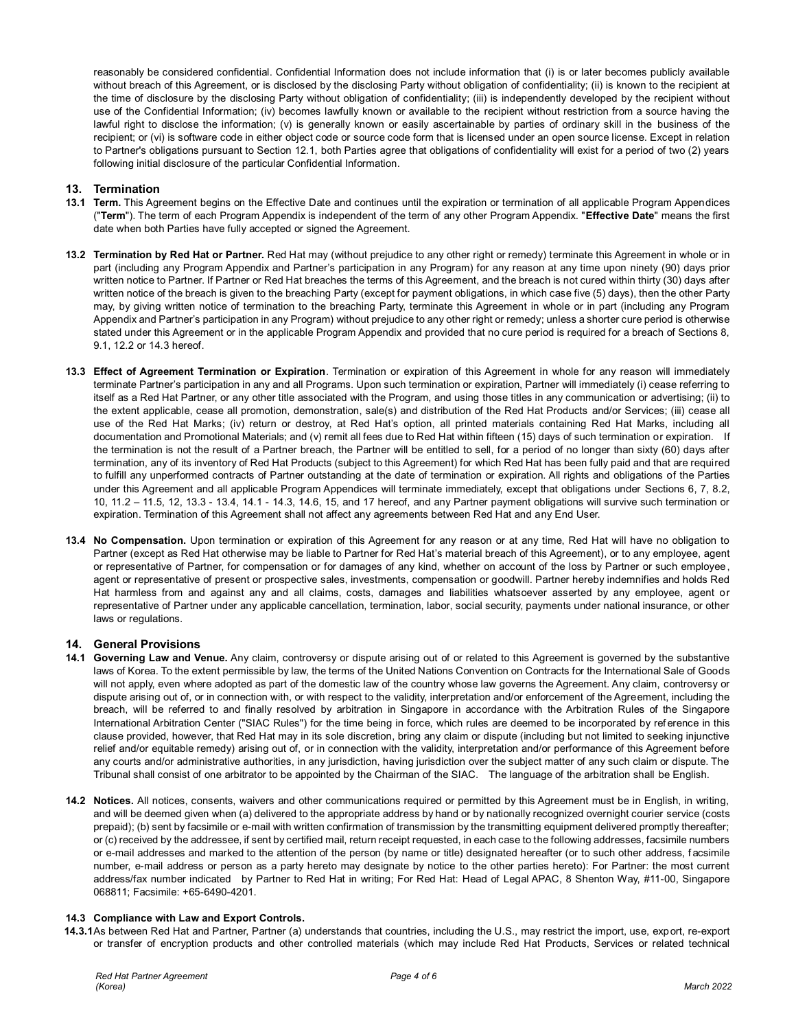reasonably be considered confidential. Confidential Information does not include information that (i) is or later becomes publicly available without breach of this Agreement, or is disclosed by the disclosing Party without obligation of confidentiality; (ii) is known to the recipient at the time of disclosure by the disclosing Party without obligation of confidentiality; (iii) is independently developed by the recipient without use of the Confidential Information; (iv) becomes lawfully known or available to the recipient without restriction from a source having the lawful right to disclose the information; (v) is generally known or easily ascertainable by parties of ordinary skill in the business of the recipient; or (vi) is software code in either object code or source code form that is licensed under an open source license. Except in relation to Partner's obligations pursuant to Section 12.1, both Parties agree that obligations of confidentiality will exist for a period of two (2) years following initial disclosure of the particular Confidential Information.

## 13. Termination

**13.1 Term.** This Agreement begins on the Effective Date and continues until the expiration or termination of all applicable Program Appendices ("**Term**"). The term of each Program Appendix is independent of the term of any other Program Appendix. "**Effective Date**" means the first date when both Parties have fully accepted or signed the Agreement.

**13.2 Termination by Red Hat or Partner.** Red Hat may (without prejudice to any other right or remedy) terminate this Agreement in whole or in part (including any Program Appendix and Partner's participation in any Program) for any reason at any time upon ninety (90) days prior written notice to Partner. If Partner or Red Hat breaches the terms of this Agreement, and the breach is not cured within thirty (30) days after written notice of the breach is given to the breaching Party (except for payment obligations, in which case five (5) days), then the other Party may, by giving written notice of termination to the breaching Party, terminate this Agreement in whole or in part (including any Program Appendix and Partner's participation in any Program) without prejudice to any other right or remedy; unless a shorter cure period is otherwise stated under this Agreement or in the applicable Program Appendix and provided that no cure period is required for a breach of Sections 8, 9.1, 12.2 or 14.3 hereof.

**13.3 Effect of Agreement Termination or Expiration**. Termination or expiration of this Agreement in whole for any reason will immediately terminate Partner's participation in any and all Programs. Upon such termination or expiration, Partner will immediately (i) cease referring to itself as a Red Hat Partner, or any other title associated with the Program, and using those titles in any communication or advertising; (ii) to the extent applicable, cease all promotion, demonstration, sale(s) and distribution of the Red Hat Products and/or Services; (iii) cease all use of the Red Hat Marks; (iv) return or destroy, at Red Hat's option, all printed materials containing Red Hat Marks, including all documentation and Promotional Materials; and (v) remit all fees due to Red Hat within fifteen (15) days of such termination or expiration. If the termination is not the result of a Partner breach, the Partner will be entitled to sell, for a period of no longer than sixty (60) days after termination, any of its inventory of Red Hat Products (subject to this Agreement) for which Red Hat has been fully paid and that are required to fulfill any unperformed contracts of Partner outstanding at the date of termination or expiration. All rights and obligations of the Parties under this Agreement and all applicable Program Appendices will terminate immediately, except that obligations under Sections 6, 7, 8.2, 10, 11.2 – 11.5, 12, 13.3 - 13.4, 14.1 - 14.3, 14.6, 15, and 17 hereof, and any Partner payment obligations will survive such termination or expiration. Termination of this Agreement shall not affect any agreements between Red Hat and any End User.

**13.4 No Compensation.** Upon termination or expiration of this Agreement for any reason or at any time, Red Hat will have no obligation to Partner (except as Red Hat otherwise may be liable to Partner for Red Hat's material breach of this Agreement), or to any employee, agent or representative of Partner, for compensation or for damages of any kind, whether on account of the loss by Partner or such employee, agent or representative of present or prospective sales, investments, compensation or goodwill. Partner hereby indemnifies and holds Red Hat harmless from and against any and all claims, costs, damages and liabilities whatsoever asserted by any employee, agent or representative of Partner under any applicable cancellation, termination, labor, social security, payments under national insurance, or other laws or regulations.

## 14. General Provisions

**14.1 Governing Law and Venue.** Any claim, controversy or dispute arising out of or related to this Agreement is governed by the substantive laws of Korea. To the extent permissible by law, the terms of the United Nations Convention on Contracts for the International Sale of Goods will not apply, even where adopted as part of the domestic law of the country whose law governs the Agreement. Any claim, controversy or dispute arising out of, or in connection with, or with respect to the validity, interpretation and/or enforcement of the Agreement, including the breach, will be referred to and finally resolved by arbitration in Singapore in accordance with the Arbitration Rules of the Singapore International Arbitration Center ("SIAC Rules") for the time being in force, which rules are deemed to be incorporated by reference in this clause provided, however, that Red Hat may in its sole discretion, bring any claim or dispute (including but not limited to seeking injunctive relief and/or equitable remedy) arising out of, or in connection with the validity, interpretation and/or performance of this Agreement before any courts and/or administrative authorities, in any jurisdiction, having jurisdiction over the subject matter of any such claim or dispute. The Tribunal shall consist of one arbitrator to be appointed by the Chairman of the SIAC. The language of the arbitration shall be English.

**14.2 Notices.** All notices, consents, waivers and other communications required or permitted by this Agreement must be in English, in writing, and will be deemed given when (a) delivered to the appropriate address by hand or by nationally recognized overnight courier service (costs prepaid); (b) sent by facsimile or e-mail with written confirmation of transmission by the transmitting equipment delivered promptly thereafter; or (c) received by the addressee, if sent by certified mail, return receipt requested, in each case to the following addresses, facsimile numbers or e-mail addresses and marked to the attention of the person (by name or title) designated hereafter (or to such other address, facsimile number, e-mail address or person as a party hereto may designate by notice to the other parties hereto): For Partner: the most current address/fax number indicated by Partner to Red Hat in writing; For Red Hat: Head of Legal APAC, 8 Shenton Way, #11-00, Singapore 068811; Facsimile: +65-6490-4201.

**14.3 Compliance with Law and Export Controls.**

**14.3.1** As between Red Hat and Partner, Partner (a) understands that countries, including the U.S., may restrict the import, use, export, re-export or transfer of encryption products and other controlled materials (which may include Red Hat Products, Services or related technical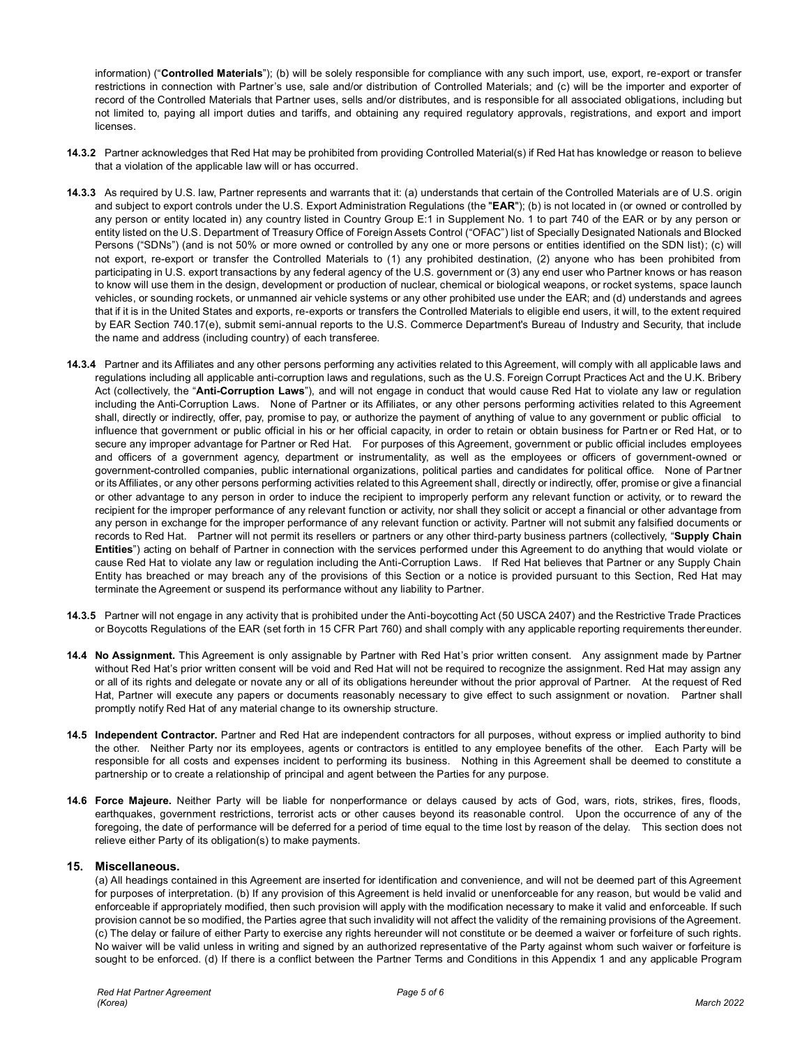information) ("**Controlled Materials**"); (b) will be solely responsible for compliance with any such import, use, export, re-export or transfer restrictions in connection with Partner's use, sale and/or distribution of Controlled Materials; and (c) will be the importer and exporter of record of the Controlled Materials that Partner uses, sells and/or distributes, and is responsible for all associated obligations, including but not limited to, paying all import duties and tariffs, and obtaining any required regulatory approvals, registrations, and export and import licenses.

**14.3.2** Partner acknowledges that Red Hat may be prohibited from providing Controlled Material(s) if Red Hat has knowledge or reason to believe that a violation of the applicable law will or has occurred.

**14.3.3** As required by U.S. law, Partner represents and warrants that it: (a) understands that certain of the Controlled Materials are of U.S. origin and subject to export controls under the U.S. Export Administration Regulations (the "**EAR**"); (b) is not located in (or owned or controlled by any person or entity located in) any country listed in Country Group E:1 in Supplement No. 1 to part 740 of the EAR or by any person or entity listed on the U.S. Department of Treasury Office of Foreign Assets Control ("OFAC") list of Specially Designated Nationals and Blocked Persons ("SDNs") (and is not 50% or more owned or controlled by any one or more persons or entities identified on the SDN list); (c) will not export, re-export or transfer the Controlled Materials to (1) any prohibited destination, (2) anyone who has been prohibited from participating in U.S. export transactions by any federal agency of the U.S. government or (3) any end user who Partner knows or has reason to know will use them in the design, development or production of nuclear, chemical or biological weapons, or rocket systems, space launch vehicles, or sounding rockets, or unmanned air vehicle systems or any other prohibited use under the EAR; and (d) understands and agrees that if it is in the United States and exports, re-exports or transfers the Controlled Materials to eligible end users, it will, to the extent required by EAR Section 740.17(e), submit semi-annual reports to the U.S. Commerce Department's Bureau of Industry and Security, that include the name and address (including country) of each transferee.

**14.3.4** Partner and its Affiliates and any other persons performing any activities related to this Agreement, will comply with all applicable laws and regulations including all applicable anti-corruption laws and regulations, such as the U.S. Foreign Corrupt Practices Act and the U.K. Bribery Act (collectively, the "**Anti-Corruption Laws**"), and will not engage in conduct that would cause Red Hat to violate any law or regulation including the Anti-Corruption Laws. None of Partner or its Affiliates, or any other persons performing activities related to this Agreement shall, directly or indirectly, offer, pay, promise to pay, or authorize the payment of anything of value to any government or public official to influence that government or public official in his or her official capacity, in order to retain or obtain business for Partner or Red Hat, or to secure any improper advantage for Partner or Red Hat. For purposes of this Agreement, government or public official includes employees and officers of a government agency, department or instrumentality, as well as the employees or officers of government-owned or government-controlled companies, public international organizations, political parties and candidates for political office. None of Partner or its Affiliates, or any other persons performing activities related to this Agreement shall, directly or indirectly, offer, promise or give a financial or other advantage to any person in order to induce the recipient to improperly perform any relevant function or activity, or to reward the recipient for the improper performance of any relevant function or activity, nor shall they solicit or accept a financial or other advantage from any person in exchange for the improper performance of any relevant function or activity. Partner will not submit any falsified documents or records to Red Hat. Partner will not permit its resellers or partners or any other third-party business partners (collectively, "**Supply Chain Entities**") acting on behalf of Partner in connection with the services performed under this Agreement to do anything that would violate or cause Red Hat to violate any law or regulation including the Anti-Corruption Laws. If Red Hat believes that Partner or any Supply Chain Entity has breached or may breach any of the provisions of this Section or a notice is provided pursuant to this Section, Red Hat may terminate the Agreement or suspend its performance without any liability to Partner.

**14.3.5** Partner will not engage in any activity that is prohibited under the Anti-boycotting Act (50 USCA 2407) and the Restrictive Trade Practices or Boycotts Regulations of the EAR (set forth in 15 CFR Part 760) and shall comply with any applicable reporting requirements thereunder.

**14.4 No Assignment.** This Agreement is only assignable by Partner with Red Hat's prior written consent. Any assignment made by Partner without Red Hat's prior written consent will be void and Red Hat will not be required to recognize the assignment. Red Hat may assign any or all of its rights and delegate or novate any or all of its obligations hereunder without the prior approval of Partner. At the request of Red Hat, Partner will execute any papers or documents reasonably necessary to give effect to such assignment or novation. Partner shall promptly notify Red Hat of any material change to its ownership structure.

**14.5 Independent Contractor.** Partner and Red Hat are independent contractors for all purposes, without express or implied authority to bind the other. Neither Party nor its employees, agents or contractors is entitled to any employee benefits of the other. Each Party will be responsible for all costs and expenses incident to performing its business. Nothing in this Agreement shall be deemed to constitute a partnership or to create a relationship of principal and agent between the Parties for any purpose.

**14.6 Force Majeure.** Neither Party will be liable for nonperformance or delays caused by acts of God, wars, riots, strikes, fires, floods, earthquakes, government restrictions, terrorist acts or other causes beyond its reasonable control. Upon the occurrence of any of the foregoing, the date of performance will be deferred for a period of time equal to the time lost by reason of the delay. This section does not relieve either Party of its obligation(s) to make payments.

## 15. Miscellaneous.

(a) All headings contained in this Agreement are inserted for identification and convenience, and will not be deemed part of this Agreement for purposes of interpretation. (b) If any provision of this Agreement is held invalid or unenforceable for any reason, but would be valid and enforceable if appropriately modified, then such provision will apply with the modification necessary to make it valid and enforceable. If such provision cannot be so modified, the Parties agree that such invalidity will not affect the validity of the remaining provisions of the Agreement. (c) The delay or failure of either Party to exercise any rights hereunder will not constitute or be deemed a waiver or forfeiture of such rights. No waiver will be valid unless in writing and signed by an authorized representative of the Party against whom such waiver or forfeiture is sought to be enforced. (d) If there is a conflict between the Partner Terms and Conditions in this Appendix 1 and any applicable Program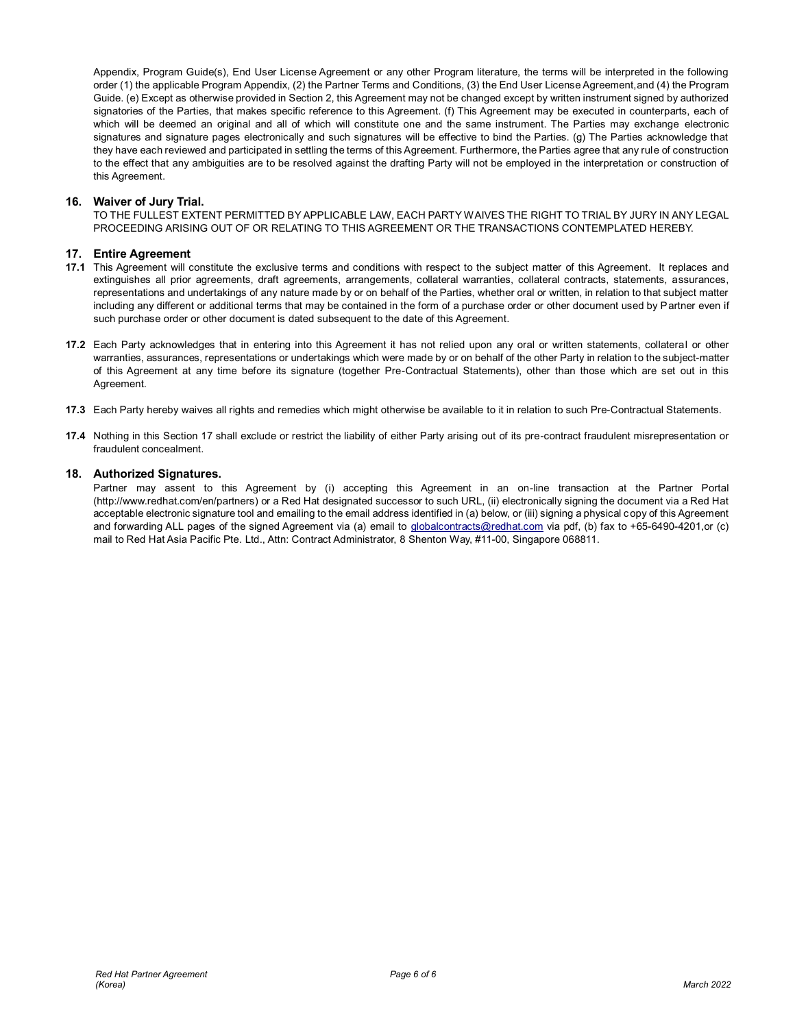Appendix, Program Guide(s), End User License Agreement or any other Program literature, the terms will be interpreted in the following order (1) the applicable Program Appendix, (2) the Partner Terms and Conditions, (3) the End User License Agreement,and (4) the Program Guide. (e) Except as otherwise provided in Section 2, this Agreement may not be changed except by written instrument signed by authorized signatories of the Parties, that makes specific reference to this Agreement. (f) This Agreement may be executed in counterparts, each of which will be deemed an original and all of which will constitute one and the same instrument. The Parties may exchange electronic signatures and signature pages electronically and such signatures will be effective to bind the Parties. (g) The Parties acknowledge that they have each reviewed and participated in settling the terms of this Agreement. Furthermore, the Parties agree that any rule of construction to the effect that any ambiguities are to be resolved against the drafting Party will not be employed in the interpretation or construction of this Agreement.

### 16. Waiver of Jury Trial.

TO THE FULLEST EXTENT PERMITTED BY APPLICABLE LAW, EACH PARTY WAIVES THE RIGHT TO TRIAL BY JURY IN ANY LEGAL PROCEEDING ARISING OUT OF OR RELATING TO THIS AGREEMENT OR THE TRANSACTIONS CONTEMPLATED HEREBY.

### 17. Entire Agreement

**17.1** This Agreement will constitute the exclusive terms and conditions with respect to the subject matter of this Agreement. It replaces and extinguishes all prior agreements, draft agreements, arrangements, collateral warranties, collateral contracts, statements, assurances, representations and undertakings of any nature made by or on behalf of the Parties, whether oral or written, in relation to that subject matter including any different or additional terms that may be contained in the form of a purchase order or other document used by Partner even if such purchase order or other document is dated subsequent to the date of this Agreement.

**17.2** Each Party acknowledges that in entering into this Agreement it has not relied upon any oral or written statements, collateral or other warranties, assurances, representations or undertakings which were made by or on behalf of the other Party in relation to the subject-matter of this Agreement at any time before its signature (together Pre-Contractual Statements), other than those which are set out in this Agreement.

**17.3** Each Party hereby waives all rights and remedies which might otherwise be available to it in relation to such Pre-Contractual Statements.

**17.4** Nothing in this Section 17 shall exclude or restrict the liability of either Party arising out of its pre-contract fraudulent misrepresentation or fraudulent concealment.

### 18. Authorized Signatures.

Partner may assent to this Agreement by (i) accepting this Agreement in an on-line transaction at the Partner Portal (http://www.redhat.com/en/partners) or a Red Hat designated successor to such URL, (ii) electronically signing the document via a Red Hat acceptable electronic signature tool and emailing to the email address identified in (a) below, or (iii) signing a physical copy of this Agreement and forwarding ALL pages of the signed Agreement via (a) email to globalcontracts@redhat.com via pdf, (b) fax to +65-6490-4201,or (c) mail to Red Hat Asia Pacific Pte. Ltd., Attn: Contract Administrator, 8 Shenton Way, #11-00, Singapore 068811.